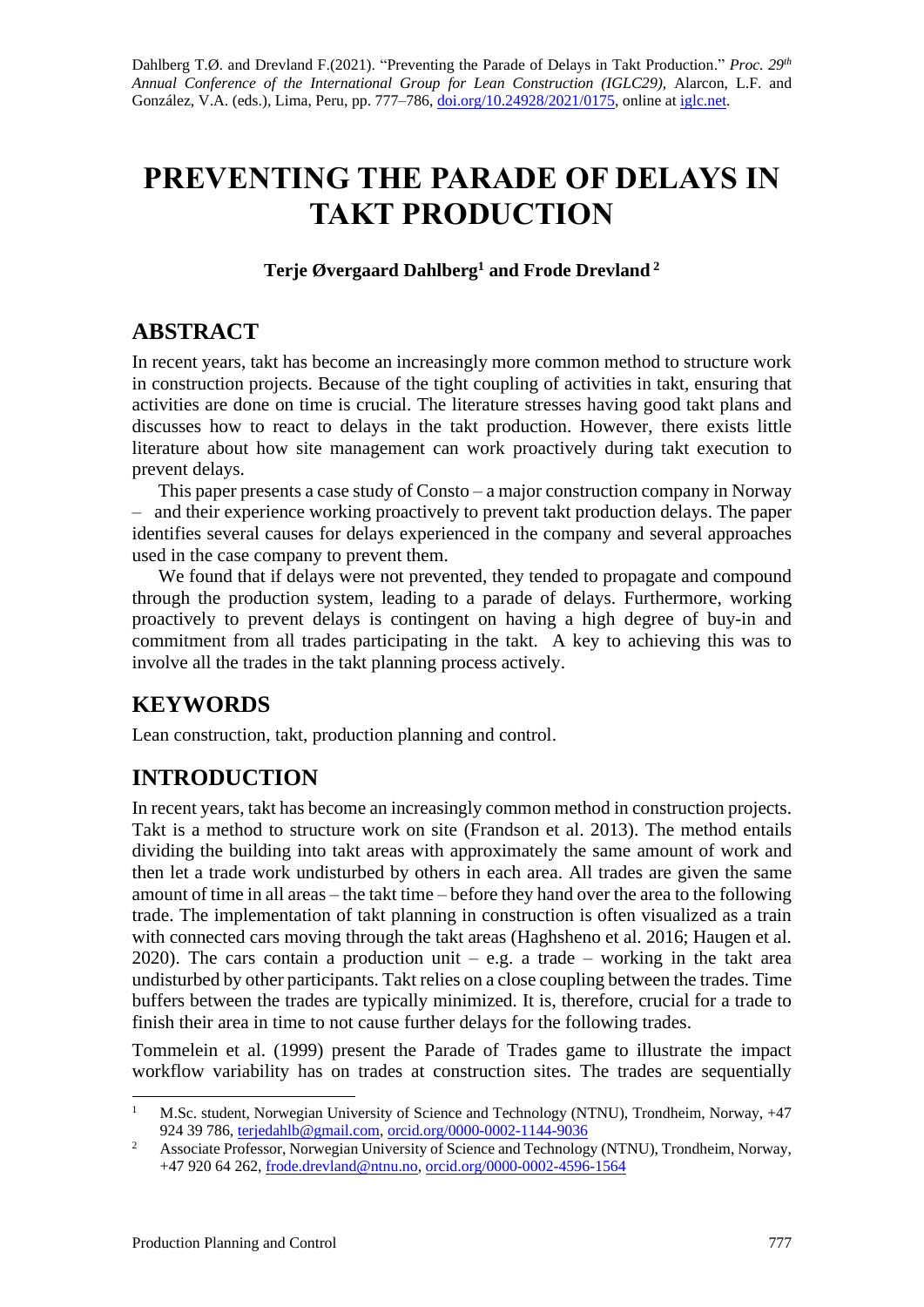Dahlberg T.Ø. and Drevland F.(2021). "Preventing the Parade of Delays in Takt Production." *Proc. 29th Annual Conference of the International Group for Lean Construction (IGLC29),* Alarcon, L.F. and González, V.A. (eds.), Lima, Peru, pp. 777–786, doi.org/10.24928/2021/0175, online at iglc.net.

# PREVENTING THE PARADE OF DELAYS IN TAKT PRODUCTION

**Terje Øvergaard Dahlberg[1] and Frode Drevland[2]**

## ABSTRACT

In recent years, takt has become an increasingly more common method to structure work in construction projects. Because of the tight coupling of activities in takt, ensuring that activities are done on time is crucial. The literature stresses having good takt plans and discusses how to react to delays in the takt production. However, there exists little literature about how site management can work proactively during takt execution to prevent delays.

This paper presents a case study of Consto – a major construction company in Norway – and their experience working proactively to prevent takt production delays. The paper identifies several causes for delays experienced in the company and several approaches used in the case company to prevent them.

We found that if delays were not prevented, they tended to propagate and compound through the production system, leading to a parade of delays. Furthermore, working proactively to prevent delays is contingent on having a high degree of buy-in and commitment from all trades participating in the takt. A key to achieving this was to involve all the trades in the takt planning process actively.

## KEYWORDS

Lean construction, takt, production planning and control.

## INTRODUCTION

In recent years, takt has become an increasingly common method in construction projects. Takt is a method to structure work on site (Frandson et al. 2013). The method entails dividing the building into takt areas with approximately the same amount of work and then let a trade work undisturbed by others in each area. All trades are given the same amount of time in all areas – the takt time – before they hand over the area to the following trade. The implementation of takt planning in construction is often visualized as a train with connected cars moving through the takt areas (Haghsheno et al. 2016; Haugen et al. 2020). The cars contain a production unit – e.g. a trade – working in the takt area undisturbed by other participants. Takt relies on a close coupling between the trades. Time buffers between the trades are typically minimized. It is, therefore, crucial for a trade to finish their area in time to not cause further delays for the following trades.

Tommelein et al. (1999) present the Parade of Trades game to illustrate the impact workflow variability has on trades at construction sites. The trades are sequentially

---

[1] M.Sc. student, Norwegian University of Science and Technology (NTNU), Trondheim, Norway, +47 924 39 786, terjedahlb@gmail.com, orcid.org/0000-0002-1144-9036

[2] Associate Professor, Norwegian University of Science and Technology (NTNU), Trondheim, Norway, +47 920 64 262, frode.drevland@ntnu.no, orcid.org/0000-0002-4596-1564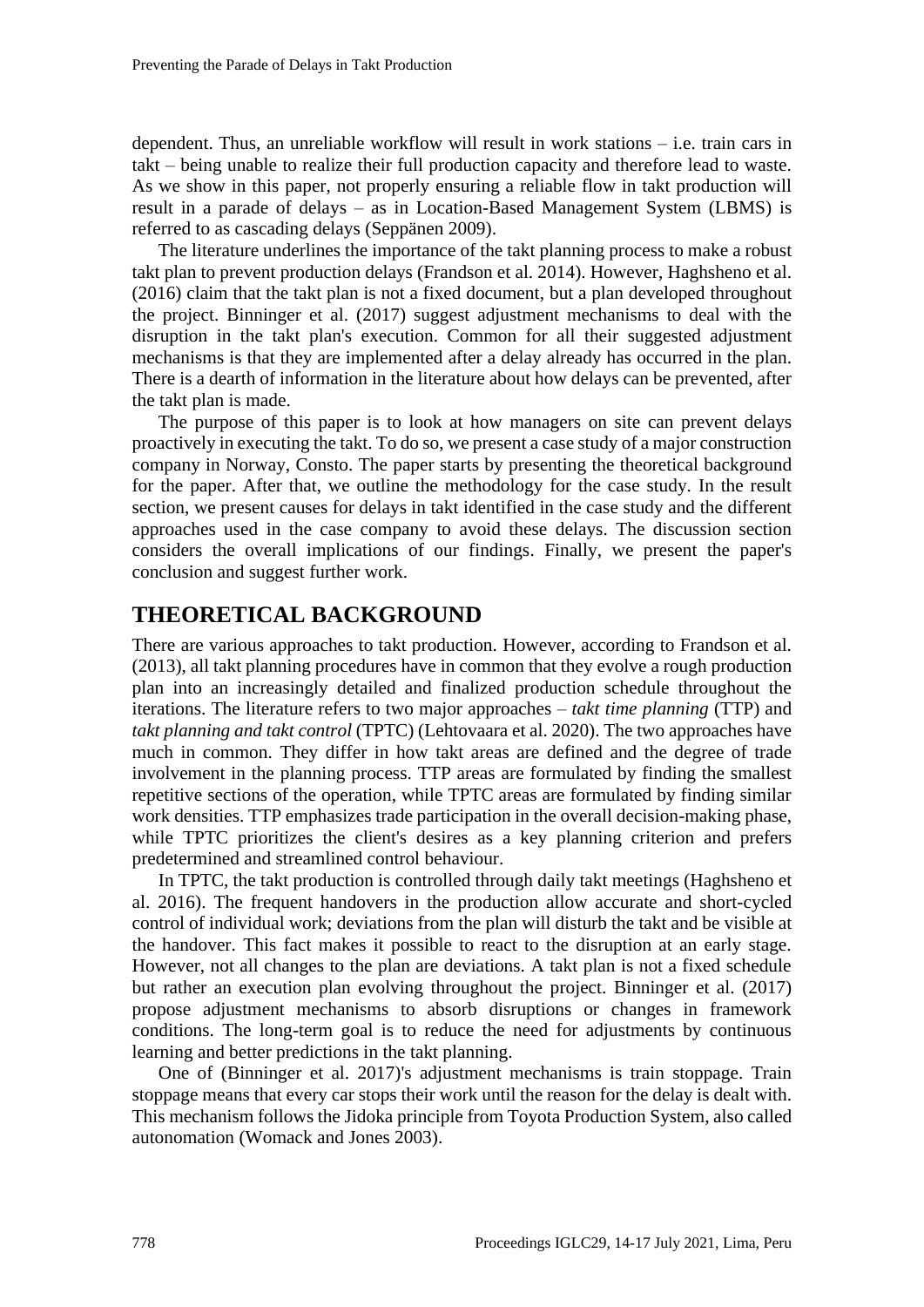dependent. Thus, an unreliable workflow will result in work stations – i.e. train cars in takt – being unable to realize their full production capacity and therefore lead to waste. As we show in this paper, not properly ensuring a reliable flow in takt production will result in a parade of delays – as in Location-Based Management System (LBMS) is referred to as cascading delays (Seppänen 2009).

The literature underlines the importance of the takt planning process to make a robust takt plan to prevent production delays (Frandson et al. 2014). However, Haghsheno et al. (2016) claim that the takt plan is not a fixed document, but a plan developed throughout the project. Binninger et al. (2017) suggest adjustment mechanisms to deal with the disruption in the takt plan's execution. Common for all their suggested adjustment mechanisms is that they are implemented after a delay already has occurred in the plan. There is a dearth of information in the literature about how delays can be prevented, after the takt plan is made.

The purpose of this paper is to look at how managers on site can prevent delays proactively in executing the takt. To do so, we present a case study of a major construction company in Norway, Consto. The paper starts by presenting the theoretical background for the paper. After that, we outline the methodology for the case study. In the result section, we present causes for delays in takt identified in the case study and the different approaches used in the case company to avoid these delays. The discussion section considers the overall implications of our findings. Finally, we present the paper's conclusion and suggest further work.

# THEORETICAL BACKGROUND

There are various approaches to takt production. However, according to Frandson et al. (2013), all takt planning procedures have in common that they evolve a rough production plan into an increasingly detailed and finalized production schedule throughout the iterations. The literature refers to two major approaches – *takt time planning* (TTP) and *takt planning and takt control* (TPTC) (Lehtovaara et al. 2020). The two approaches have much in common. They differ in how takt areas are defined and the degree of trade involvement in the planning process. TTP areas are formulated by finding the smallest repetitive sections of the operation, while TPTC areas are formulated by finding similar work densities. TTP emphasizes trade participation in the overall decision-making phase, while TPTC prioritizes the client's desires as a key planning criterion and prefers predetermined and streamlined control behaviour.

In TPTC, the takt production is controlled through daily takt meetings (Haghsheno et al. 2016). The frequent handovers in the production allow accurate and short-cycled control of individual work; deviations from the plan will disturb the takt and be visible at the handover. This fact makes it possible to react to the disruption at an early stage. However, not all changes to the plan are deviations. A takt plan is not a fixed schedule but rather an execution plan evolving throughout the project. Binninger et al. (2017) propose adjustment mechanisms to absorb disruptions or changes in framework conditions. The long-term goal is to reduce the need for adjustments by continuous learning and better predictions in the takt planning.

One of (Binninger et al. 2017)'s adjustment mechanisms is train stoppage. Train stoppage means that every car stops their work until the reason for the delay is dealt with. This mechanism follows the Jidoka principle from Toyota Production System, also called autonomation (Womack and Jones 2003).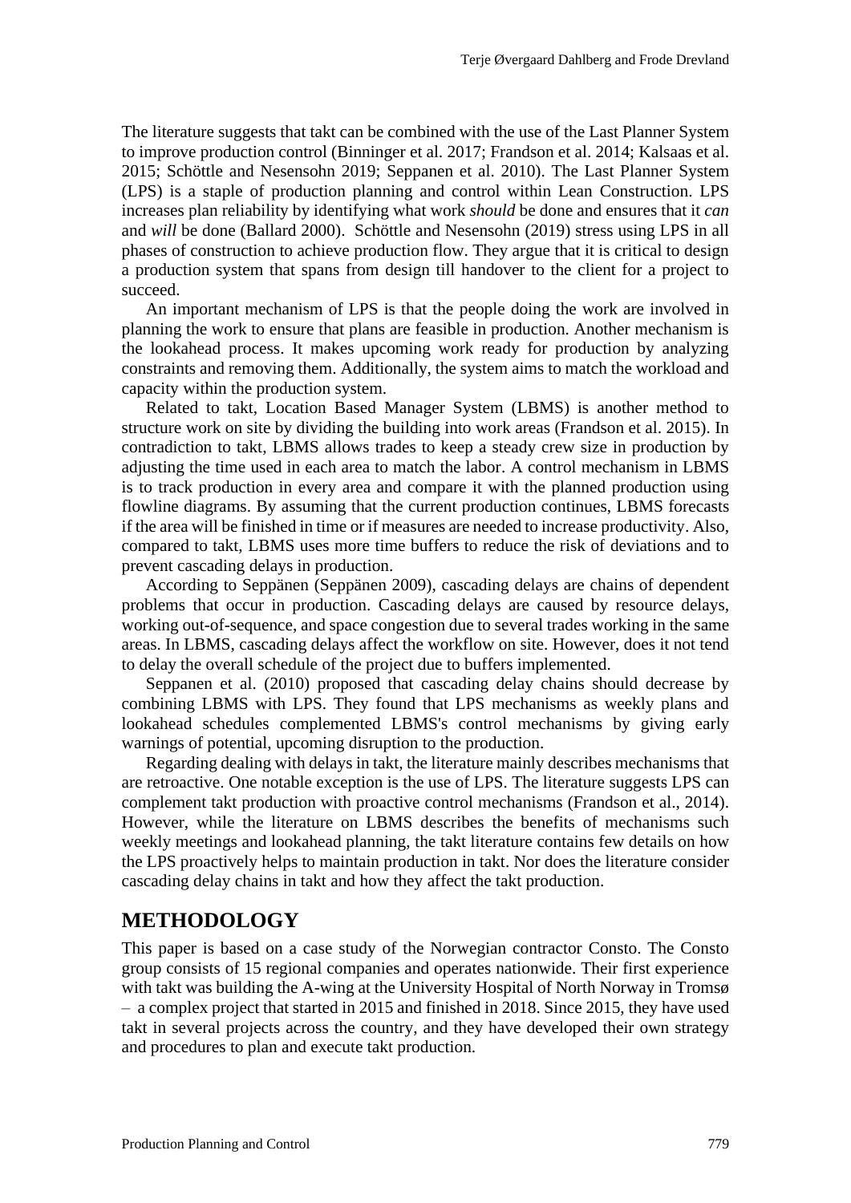The literature suggests that takt can be combined with the use of the Last Planner System to improve production control (Binninger et al. 2017; Frandson et al. 2014; Kalsaas et al. 2015; Schöttle and Nesensohn 2019; Seppanen et al. 2010). The Last Planner System (LPS) is a staple of production planning and control within Lean Construction. LPS increases plan reliability by identifying what work *should* be done and ensures that it *can* and *will* be done (Ballard 2000). Schöttle and Nesensohn (2019) stress using LPS in all phases of construction to achieve production flow. They argue that it is critical to design a production system that spans from design till handover to the client for a project to succeed.

An important mechanism of LPS is that the people doing the work are involved in planning the work to ensure that plans are feasible in production. Another mechanism is the lookahead process. It makes upcoming work ready for production by analyzing constraints and removing them. Additionally, the system aims to match the workload and capacity within the production system.

Related to takt, Location Based Manager System (LBMS) is another method to structure work on site by dividing the building into work areas (Frandson et al. 2015). In contradiction to takt, LBMS allows trades to keep a steady crew size in production by adjusting the time used in each area to match the labor. A control mechanism in LBMS is to track production in every area and compare it with the planned production using flowline diagrams. By assuming that the current production continues, LBMS forecasts if the area will be finished in time or if measures are needed to increase productivity. Also, compared to takt, LBMS uses more time buffers to reduce the risk of deviations and to prevent cascading delays in production.

According to Seppänen (Seppänen 2009), cascading delays are chains of dependent problems that occur in production. Cascading delays are caused by resource delays, working out-of-sequence, and space congestion due to several trades working in the same areas. In LBMS, cascading delays affect the workflow on site. However, does it not tend to delay the overall schedule of the project due to buffers implemented.

Seppanen et al. (2010) proposed that cascading delay chains should decrease by combining LBMS with LPS. They found that LPS mechanisms as weekly plans and lookahead schedules complemented LBMS's control mechanisms by giving early warnings of potential, upcoming disruption to the production.

Regarding dealing with delays in takt, the literature mainly describes mechanisms that are retroactive. One notable exception is the use of LPS. The literature suggests LPS can complement takt production with proactive control mechanisms (Frandson et al., 2014). However, while the literature on LBMS describes the benefits of mechanisms such weekly meetings and lookahead planning, the takt literature contains few details on how the LPS proactively helps to maintain production in takt. Nor does the literature consider cascading delay chains in takt and how they affect the takt production.

## METHODOLOGY

This paper is based on a case study of the Norwegian contractor Consto. The Consto group consists of 15 regional companies and operates nationwide. Their first experience with takt was building the A-wing at the University Hospital of North Norway in Tromsø – a complex project that started in 2015 and finished in 2018. Since 2015, they have used takt in several projects across the country, and they have developed their own strategy and procedures to plan and execute takt production.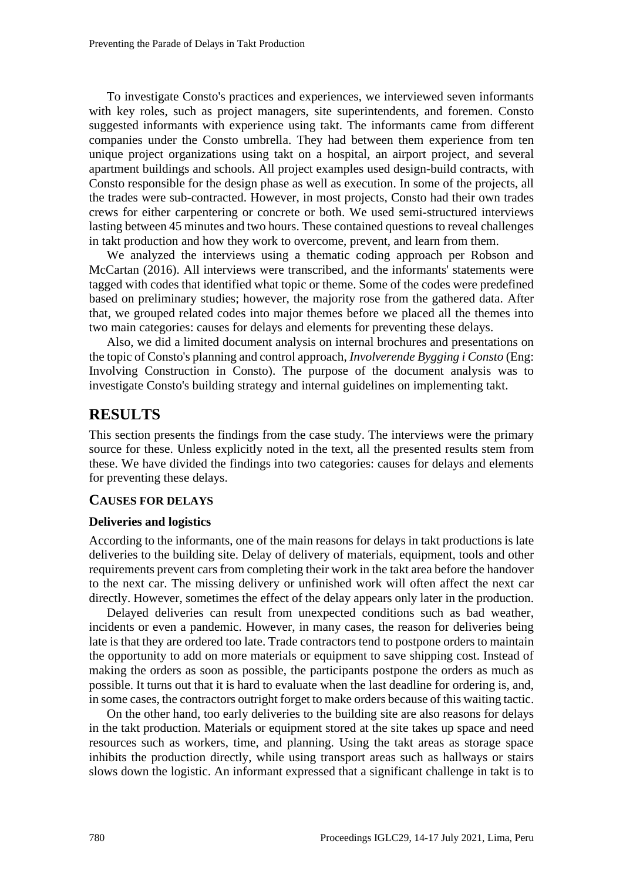To investigate Consto's practices and experiences, we interviewed seven informants with key roles, such as project managers, site superintendents, and foremen. Consto suggested informants with experience using takt. The informants came from different companies under the Consto umbrella. They had between them experience from ten unique project organizations using takt on a hospital, an airport project, and several apartment buildings and schools. All project examples used design-build contracts, with Consto responsible for the design phase as well as execution. In some of the projects, all the trades were sub-contracted. However, in most projects, Consto had their own trades crews for either carpentering or concrete or both. We used semi-structured interviews lasting between 45 minutes and two hours. These contained questions to reveal challenges in takt production and how they work to overcome, prevent, and learn from them.

We analyzed the interviews using a thematic coding approach per Robson and McCartan (2016). All interviews were transcribed, and the informants' statements were tagged with codes that identified what topic or theme. Some of the codes were predefined based on preliminary studies; however, the majority rose from the gathered data. After that, we grouped related codes into major themes before we placed all the themes into two main categories: causes for delays and elements for preventing these delays.

Also, we did a limited document analysis on internal brochures and presentations on the topic of Consto's planning and control approach, *Involverende Bygging i Consto* (Eng: Involving Construction in Consto). The purpose of the document analysis was to investigate Consto's building strategy and internal guidelines on implementing takt.

# RESULTS

This section presents the findings from the case study. The interviews were the primary source for these. Unless explicitly noted in the text, all the presented results stem from these. We have divided the findings into two categories: causes for delays and elements for preventing these delays.

## CAUSES FOR DELAYS

### Deliveries and logistics

According to the informants, one of the main reasons for delays in takt productions is late deliveries to the building site. Delay of delivery of materials, equipment, tools and other requirements prevent cars from completing their work in the takt area before the handover to the next car. The missing delivery or unfinished work will often affect the next car directly. However, sometimes the effect of the delay appears only later in the production.

Delayed deliveries can result from unexpected conditions such as bad weather, incidents or even a pandemic. However, in many cases, the reason for deliveries being late is that they are ordered too late. Trade contractors tend to postpone orders to maintain the opportunity to add on more materials or equipment to save shipping cost. Instead of making the orders as soon as possible, the participants postpone the orders as much as possible. It turns out that it is hard to evaluate when the last deadline for ordering is, and, in some cases, the contractors outright forget to make orders because of this waiting tactic.

On the other hand, too early deliveries to the building site are also reasons for delays in the takt production. Materials or equipment stored at the site takes up space and need resources such as workers, time, and planning. Using the takt areas as storage space inhibits the production directly, while using transport areas such as hallways or stairs slows down the logistic. An informant expressed that a significant challenge in takt is to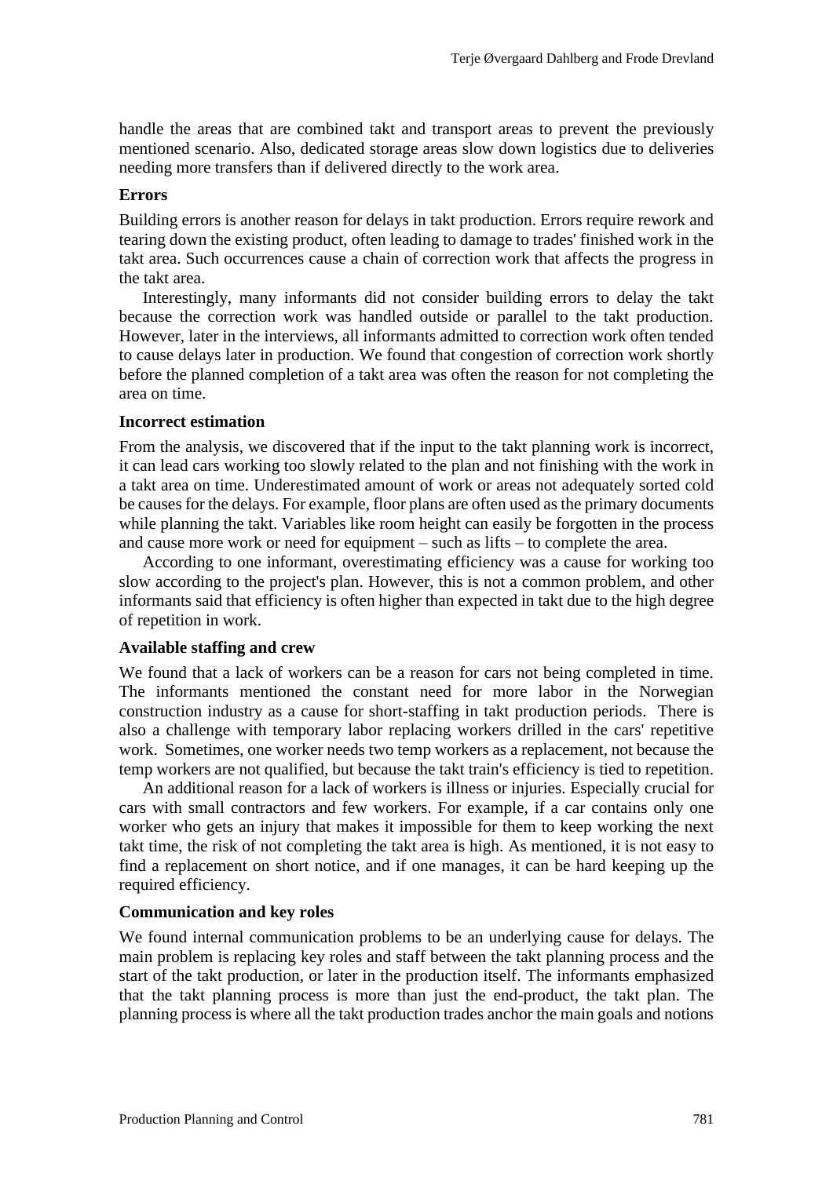handle the areas that are combined takt and transport areas to prevent the previously mentioned scenario. Also, dedicated storage areas slow down logistics due to deliveries needing more transfers than if delivered directly to the work area.

### Errors

Building errors is another reason for delays in takt production. Errors require rework and tearing down the existing product, often leading to damage to trades' finished work in the takt area. Such occurrences cause a chain of correction work that affects the progress in the takt area.

Interestingly, many informants did not consider building errors to delay the takt because the correction work was handled outside or parallel to the takt production. However, later in the interviews, all informants admitted to correction work often tended to cause delays later in production. We found that congestion of correction work shortly before the planned completion of a takt area was often the reason for not completing the area on time.

### Incorrect estimation

From the analysis, we discovered that if the input to the takt planning work is incorrect, it can lead cars working too slowly related to the plan and not finishing with the work in a takt area on time. Underestimated amount of work or areas not adequately sorted cold be causes for the delays. For example, floor plans are often used as the primary documents while planning the takt. Variables like room height can easily be forgotten in the process and cause more work or need for equipment – such as lifts – to complete the area.

According to one informant, overestimating efficiency was a cause for working too slow according to the project's plan. However, this is not a common problem, and other informants said that efficiency is often higher than expected in takt due to the high degree of repetition in work.

### Available staffing and crew

We found that a lack of workers can be a reason for cars not being completed in time. The informants mentioned the constant need for more labor in the Norwegian construction industry as a cause for short-staffing in takt production periods. There is also a challenge with temporary labor replacing workers drilled in the cars' repetitive work. Sometimes, one worker needs two temp workers as a replacement, not because the temp workers are not qualified, but because the takt train's efficiency is tied to repetition.

An additional reason for a lack of workers is illness or injuries. Especially crucial for cars with small contractors and few workers. For example, if a car contains only one worker who gets an injury that makes it impossible for them to keep working the next takt time, the risk of not completing the takt area is high. As mentioned, it is not easy to find a replacement on short notice, and if one manages, it can be hard keeping up the required efficiency.

### Communication and key roles

We found internal communication problems to be an underlying cause for delays. The main problem is replacing key roles and staff between the takt planning process and the start of the takt production, or later in the production itself. The informants emphasized that the takt planning process is more than just the end-product, the takt plan. The planning process is where all the takt production trades anchor the main goals and notions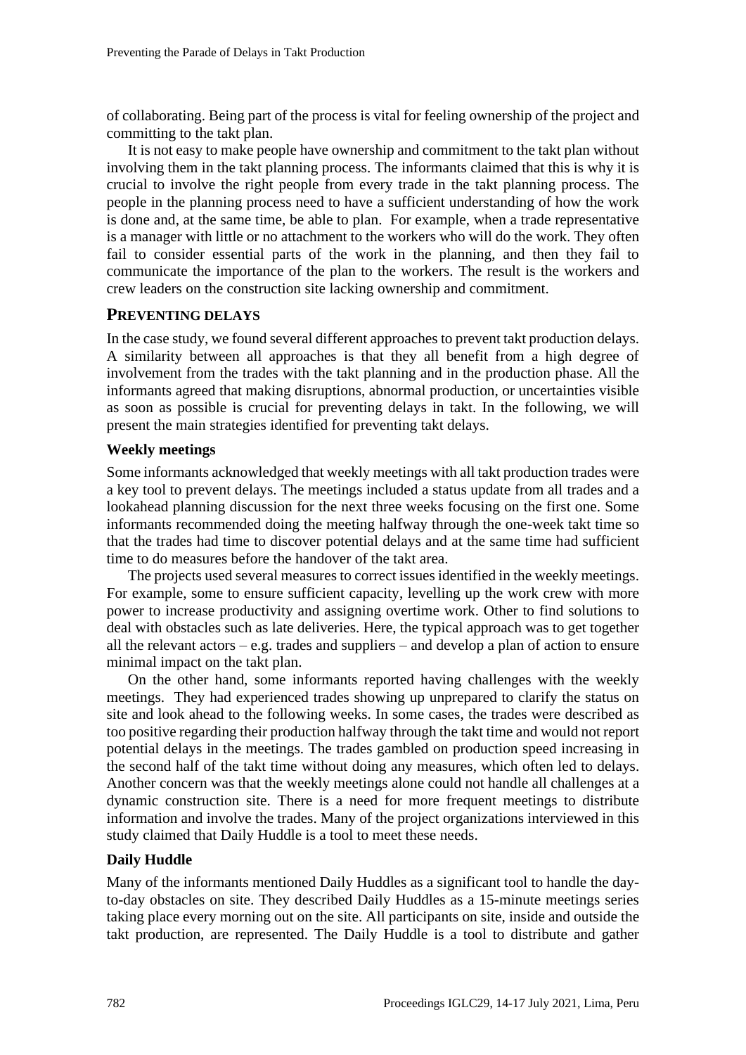of collaborating. Being part of the process is vital for feeling ownership of the project and committing to the takt plan.

It is not easy to make people have ownership and commitment to the takt plan without involving them in the takt planning process. The informants claimed that this is why it is crucial to involve the right people from every trade in the takt planning process. The people in the planning process need to have a sufficient understanding of how the work is done and, at the same time, be able to plan. For example, when a trade representative is a manager with little or no attachment to the workers who will do the work. They often fail to consider essential parts of the work in the planning, and then they fail to communicate the importance of the plan to the workers. The result is the workers and crew leaders on the construction site lacking ownership and commitment.

## PREVENTING DELAYS

In the case study, we found several different approaches to prevent takt production delays. A similarity between all approaches is that they all benefit from a high degree of involvement from the trades with the takt planning and in the production phase. All the informants agreed that making disruptions, abnormal production, or uncertainties visible as soon as possible is crucial for preventing delays in takt. In the following, we will present the main strategies identified for preventing takt delays.

### Weekly meetings

Some informants acknowledged that weekly meetings with all takt production trades were a key tool to prevent delays. The meetings included a status update from all trades and a lookahead planning discussion for the next three weeks focusing on the first one. Some informants recommended doing the meeting halfway through the one-week takt time so that the trades had time to discover potential delays and at the same time had sufficient time to do measures before the handover of the takt area.

The projects used several measures to correct issues identified in the weekly meetings. For example, some to ensure sufficient capacity, levelling up the work crew with more power to increase productivity and assigning overtime work. Other to find solutions to deal with obstacles such as late deliveries. Here, the typical approach was to get together all the relevant actors – e.g. trades and suppliers – and develop a plan of action to ensure minimal impact on the takt plan.

On the other hand, some informants reported having challenges with the weekly meetings. They had experienced trades showing up unprepared to clarify the status on site and look ahead to the following weeks. In some cases, the trades were described as too positive regarding their production halfway through the takt time and would not report potential delays in the meetings. The trades gambled on production speed increasing in the second half of the takt time without doing any measures, which often led to delays. Another concern was that the weekly meetings alone could not handle all challenges at a dynamic construction site. There is a need for more frequent meetings to distribute information and involve the trades. Many of the project organizations interviewed in this study claimed that Daily Huddle is a tool to meet these needs.

### Daily Huddle

Many of the informants mentioned Daily Huddles as a significant tool to handle the day-to-day obstacles on site. They described Daily Huddles as a 15-minute meetings series taking place every morning out on the site. All participants on site, inside and outside the takt production, are represented. The Daily Huddle is a tool to distribute and gather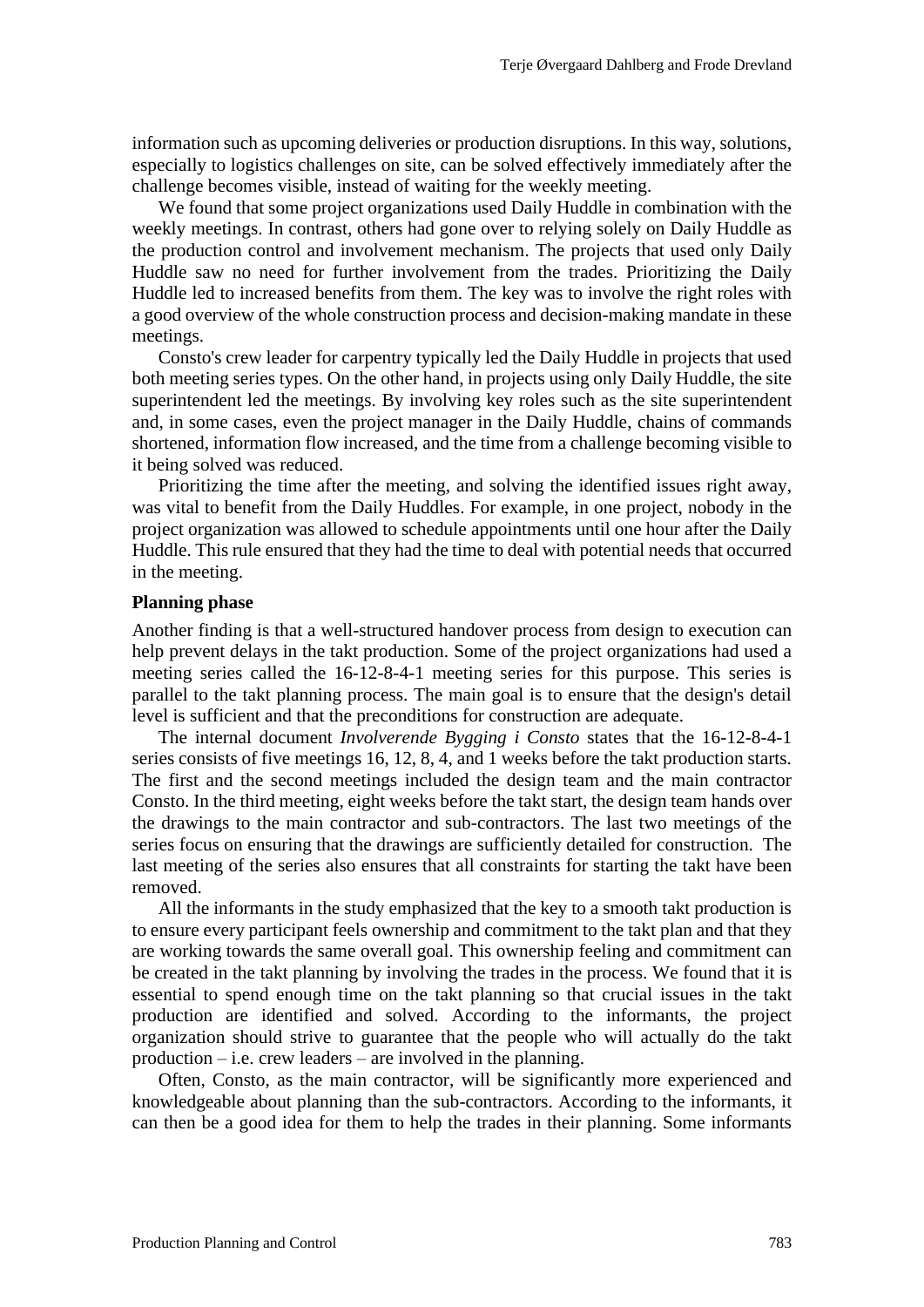information such as upcoming deliveries or production disruptions. In this way, solutions, especially to logistics challenges on site, can be solved effectively immediately after the challenge becomes visible, instead of waiting for the weekly meeting.

We found that some project organizations used Daily Huddle in combination with the weekly meetings. In contrast, others had gone over to relying solely on Daily Huddle as the production control and involvement mechanism. The projects that used only Daily Huddle saw no need for further involvement from the trades. Prioritizing the Daily Huddle led to increased benefits from them. The key was to involve the right roles with a good overview of the whole construction process and decision-making mandate in these meetings.

Consto's crew leader for carpentry typically led the Daily Huddle in projects that used both meeting series types. On the other hand, in projects using only Daily Huddle, the site superintendent led the meetings. By involving key roles such as the site superintendent and, in some cases, even the project manager in the Daily Huddle, chains of commands shortened, information flow increased, and the time from a challenge becoming visible to it being solved was reduced.

Prioritizing the time after the meeting, and solving the identified issues right away, was vital to benefit from the Daily Huddles. For example, in one project, nobody in the project organization was allowed to schedule appointments until one hour after the Daily Huddle. This rule ensured that they had the time to deal with potential needs that occurred in the meeting.

### Planning phase

Another finding is that a well-structured handover process from design to execution can help prevent delays in the takt production. Some of the project organizations had used a meeting series called the 16-12-8-4-1 meeting series for this purpose. This series is parallel to the takt planning process. The main goal is to ensure that the design's detail level is sufficient and that the preconditions for construction are adequate.

The internal document *Involverende Bygging i Consto* states that the 16-12-8-4-1 series consists of five meetings 16, 12, 8, 4, and 1 weeks before the takt production starts. The first and the second meetings included the design team and the main contractor Consto. In the third meeting, eight weeks before the takt start, the design team hands over the drawings to the main contractor and sub-contractors. The last two meetings of the series focus on ensuring that the drawings are sufficiently detailed for construction. The last meeting of the series also ensures that all constraints for starting the takt have been removed.

All the informants in the study emphasized that the key to a smooth takt production is to ensure every participant feels ownership and commitment to the takt plan and that they are working towards the same overall goal. This ownership feeling and commitment can be created in the takt planning by involving the trades in the process. We found that it is essential to spend enough time on the takt planning so that crucial issues in the takt production are identified and solved. According to the informants, the project organization should strive to guarantee that the people who will actually do the takt production – i.e. crew leaders – are involved in the planning.

Often, Consto, as the main contractor, will be significantly more experienced and knowledgeable about planning than the sub-contractors. According to the informants, it can then be a good idea for them to help the trades in their planning. Some informants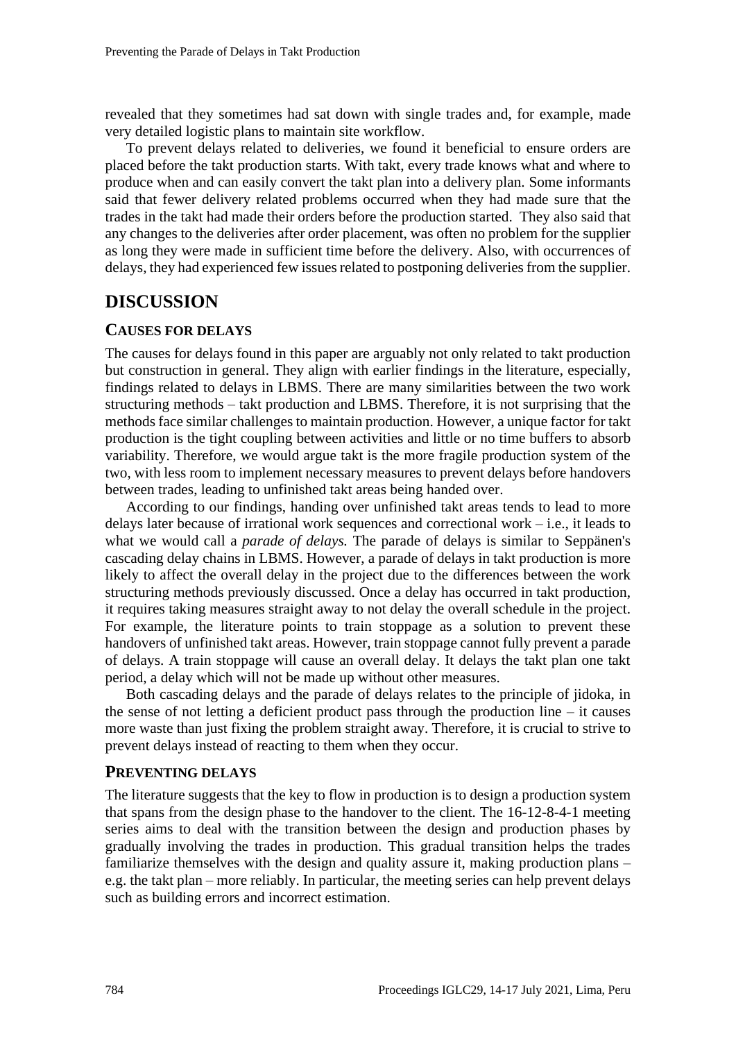revealed that they sometimes had sat down with single trades and, for example, made very detailed logistic plans to maintain site workflow.

To prevent delays related to deliveries, we found it beneficial to ensure orders are placed before the takt production starts. With takt, every trade knows what and where to produce when and can easily convert the takt plan into a delivery plan. Some informants said that fewer delivery related problems occurred when they had made sure that the trades in the takt had made their orders before the production started. They also said that any changes to the deliveries after order placement, was often no problem for the supplier as long they were made in sufficient time before the delivery. Also, with occurrences of delays, they had experienced few issues related to postponing deliveries from the supplier.

# DISCUSSION

## CAUSES FOR DELAYS

The causes for delays found in this paper are arguably not only related to takt production but construction in general. They align with earlier findings in the literature, especially, findings related to delays in LBMS. There are many similarities between the two work structuring methods – takt production and LBMS. Therefore, it is not surprising that the methods face similar challenges to maintain production. However, a unique factor for takt production is the tight coupling between activities and little or no time buffers to absorb variability. Therefore, we would argue takt is the more fragile production system of the two, with less room to implement necessary measures to prevent delays before handovers between trades, leading to unfinished takt areas being handed over.

According to our findings, handing over unfinished takt areas tends to lead to more delays later because of irrational work sequences and correctional work – i.e., it leads to what we would call a *parade of delays.* The parade of delays is similar to Seppänen's cascading delay chains in LBMS. However, a parade of delays in takt production is more likely to affect the overall delay in the project due to the differences between the work structuring methods previously discussed. Once a delay has occurred in takt production, it requires taking measures straight away to not delay the overall schedule in the project. For example, the literature points to train stoppage as a solution to prevent these handovers of unfinished takt areas. However, train stoppage cannot fully prevent a parade of delays. A train stoppage will cause an overall delay. It delays the takt plan one takt period, a delay which will not be made up without other measures.

Both cascading delays and the parade of delays relates to the principle of jidoka, in the sense of not letting a deficient product pass through the production line – it causes more waste than just fixing the problem straight away. Therefore, it is crucial to strive to prevent delays instead of reacting to them when they occur.

## PREVENTING DELAYS

The literature suggests that the key to flow in production is to design a production system that spans from the design phase to the handover to the client. The 16-12-8-4-1 meeting series aims to deal with the transition between the design and production phases by gradually involving the trades in production. This gradual transition helps the trades familiarize themselves with the design and quality assure it, making production plans – e.g. the takt plan – more reliably. In particular, the meeting series can help prevent delays such as building errors and incorrect estimation.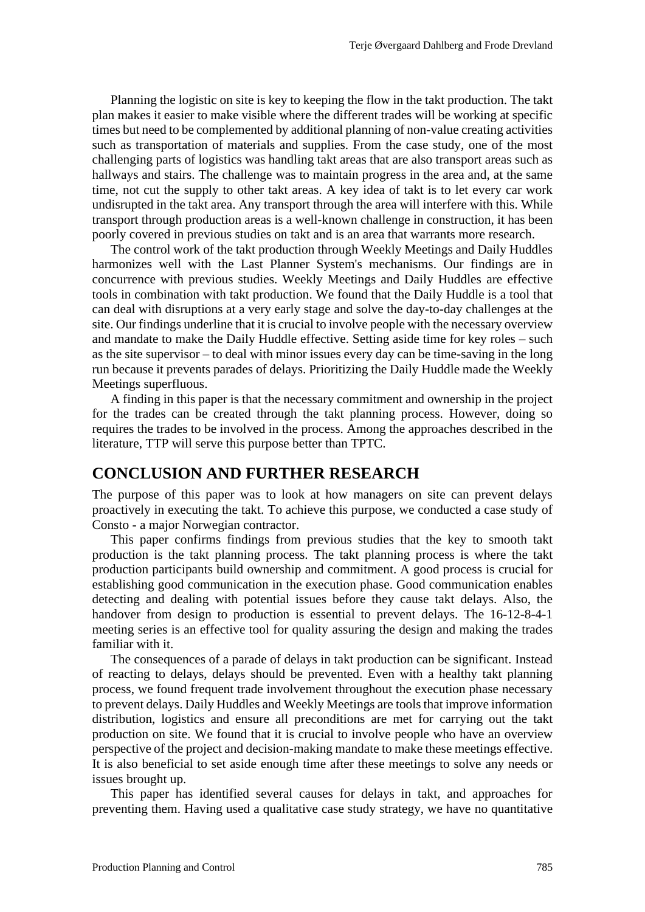Planning the logistic on site is key to keeping the flow in the takt production. The takt plan makes it easier to make visible where the different trades will be working at specific times but need to be complemented by additional planning of non-value creating activities such as transportation of materials and supplies. From the case study, one of the most challenging parts of logistics was handling takt areas that are also transport areas such as hallways and stairs. The challenge was to maintain progress in the area and, at the same time, not cut the supply to other takt areas. A key idea of takt is to let every car work undisrupted in the takt area. Any transport through the area will interfere with this. While transport through production areas is a well-known challenge in construction, it has been poorly covered in previous studies on takt and is an area that warrants more research.

The control work of the takt production through Weekly Meetings and Daily Huddles harmonizes well with the Last Planner System's mechanisms. Our findings are in concurrence with previous studies. Weekly Meetings and Daily Huddles are effective tools in combination with takt production. We found that the Daily Huddle is a tool that can deal with disruptions at a very early stage and solve the day-to-day challenges at the site. Our findings underline that it is crucial to involve people with the necessary overview and mandate to make the Daily Huddle effective. Setting aside time for key roles – such as the site supervisor – to deal with minor issues every day can be time-saving in the long run because it prevents parades of delays. Prioritizing the Daily Huddle made the Weekly Meetings superfluous.

A finding in this paper is that the necessary commitment and ownership in the project for the trades can be created through the takt planning process. However, doing so requires the trades to be involved in the process. Among the approaches described in the literature, TTP will serve this purpose better than TPTC.

## CONCLUSION AND FURTHER RESEARCH

The purpose of this paper was to look at how managers on site can prevent delays proactively in executing the takt. To achieve this purpose, we conducted a case study of Consto - a major Norwegian contractor.

This paper confirms findings from previous studies that the key to smooth takt production is the takt planning process. The takt planning process is where the takt production participants build ownership and commitment. A good process is crucial for establishing good communication in the execution phase. Good communication enables detecting and dealing with potential issues before they cause takt delays. Also, the handover from design to production is essential to prevent delays. The 16-12-8-4-1 meeting series is an effective tool for quality assuring the design and making the trades familiar with it.

The consequences of a parade of delays in takt production can be significant. Instead of reacting to delays, delays should be prevented. Even with a healthy takt planning process, we found frequent trade involvement throughout the execution phase necessary to prevent delays. Daily Huddles and Weekly Meetings are tools that improve information distribution, logistics and ensure all preconditions are met for carrying out the takt production on site. We found that it is crucial to involve people who have an overview perspective of the project and decision-making mandate to make these meetings effective. It is also beneficial to set aside enough time after these meetings to solve any needs or issues brought up.

This paper has identified several causes for delays in takt, and approaches for preventing them. Having used a qualitative case study strategy, we have no quantitative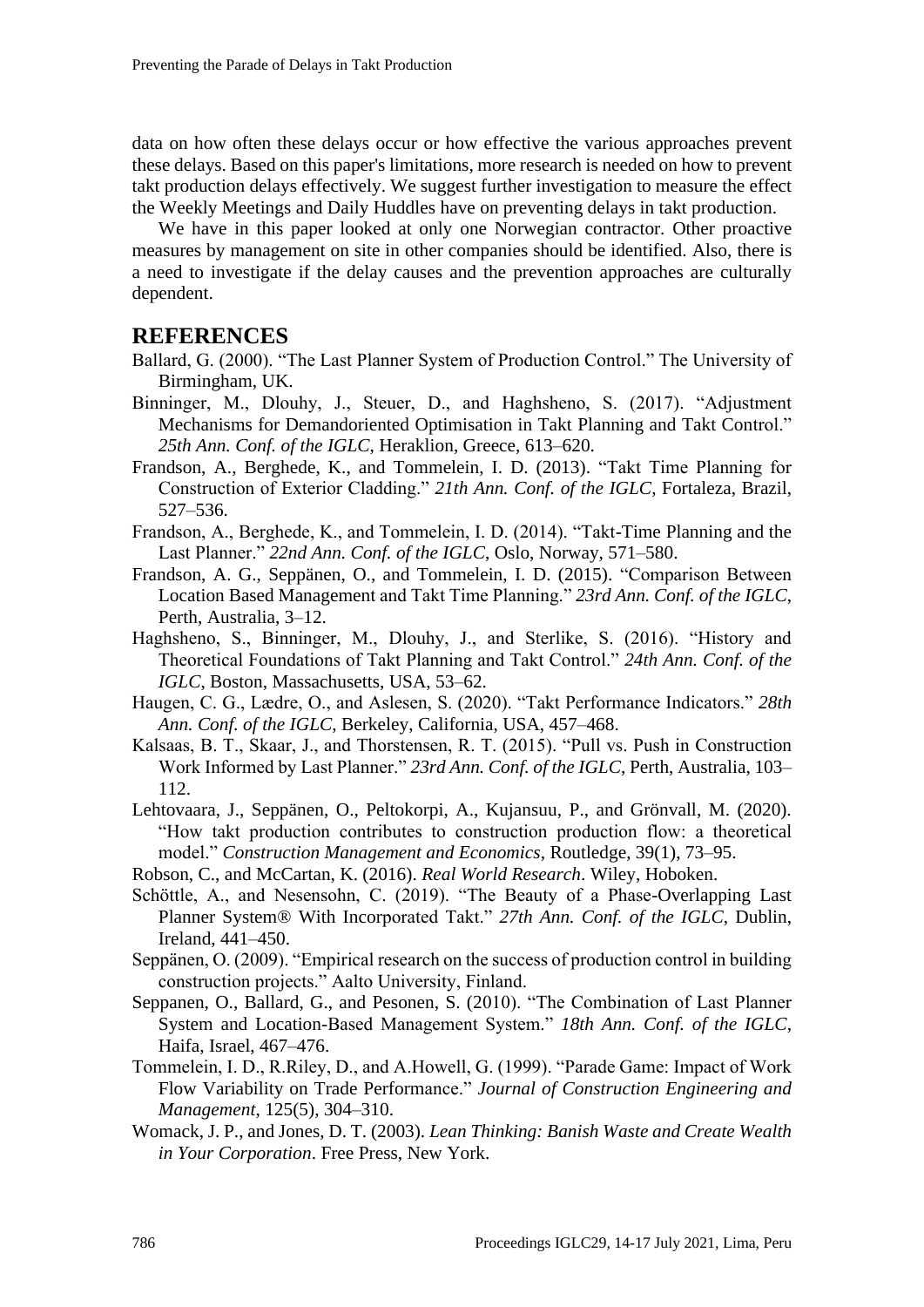data on how often these delays occur or how effective the various approaches prevent these delays. Based on this paper's limitations, more research is needed on how to prevent takt production delays effectively. We suggest further investigation to measure the effect the Weekly Meetings and Daily Huddles have on preventing delays in takt production.

We have in this paper looked at only one Norwegian contractor. Other proactive measures by management on site in other companies should be identified. Also, there is a need to investigate if the delay causes and the prevention approaches are culturally dependent.

## REFERENCES

Ballard, G. (2000). "The Last Planner System of Production Control." The University of Birmingham, UK.

Binninger, M., Dlouhy, J., Steuer, D., and Haghsheno, S. (2017). "Adjustment Mechanisms for Demandoriented Optimisation in Takt Planning and Takt Control." *25th Ann. Conf. of the IGLC*, Heraklion, Greece, 613–620.

Frandson, A., Berghede, K., and Tommelein, I. D. (2013). "Takt Time Planning for Construction of Exterior Cladding." *21th Ann. Conf. of the IGLC*, Fortaleza, Brazil, 527–536.

Frandson, A., Berghede, K., and Tommelein, I. D. (2014). "Takt-Time Planning and the Last Planner." *22nd Ann. Conf. of the IGLC*, Oslo, Norway, 571–580.

Frandson, A. G., Seppänen, O., and Tommelein, I. D. (2015). "Comparison Between Location Based Management and Takt Time Planning." *23rd Ann. Conf. of the IGLC*, Perth, Australia, 3–12.

Haghsheno, S., Binninger, M., Dlouhy, J., and Sterlike, S. (2016). "History and Theoretical Foundations of Takt Planning and Takt Control." *24th Ann. Conf. of the IGLC*, Boston, Massachusetts, USA, 53–62.

Haugen, C. G., Lædre, O., and Aslesen, S. (2020). "Takt Performance Indicators." *28th Ann. Conf. of the IGLC*, Berkeley, California, USA, 457–468.

Kalsaas, B. T., Skaar, J., and Thorstensen, R. T. (2015). "Pull vs. Push in Construction Work Informed by Last Planner." *23rd Ann. Conf. of the IGLC*, Perth, Australia, 103–112.

Lehtovaara, J., Seppänen, O., Peltokorpi, A., Kujansuu, P., and Grönvall, M. (2020). "How takt production contributes to construction production flow: a theoretical model." *Construction Management and Economics*, Routledge, 39(1), 73–95.

Robson, C., and McCartan, K. (2016). *Real World Research*. Wiley, Hoboken.

Schöttle, A., and Nesensohn, C. (2019). "The Beauty of a Phase-Overlapping Last Planner System® With Incorporated Takt." *27th Ann. Conf. of the IGLC*, Dublin, Ireland, 441–450.

Seppänen, O. (2009). "Empirical research on the success of production control in building construction projects." Aalto University, Finland.

Seppanen, O., Ballard, G., and Pesonen, S. (2010). "The Combination of Last Planner System and Location-Based Management System." *18th Ann. Conf. of the IGLC*, Haifa, Israel, 467–476.

Tommelein, I. D., R.Riley, D., and A.Howell, G. (1999). "Parade Game: Impact of Work Flow Variability on Trade Performance." *Journal of Construction Engineering and Management*, 125(5), 304–310.

Womack, J. P., and Jones, D. T. (2003). *Lean Thinking: Banish Waste and Create Wealth in Your Corporation*. Free Press, New York.